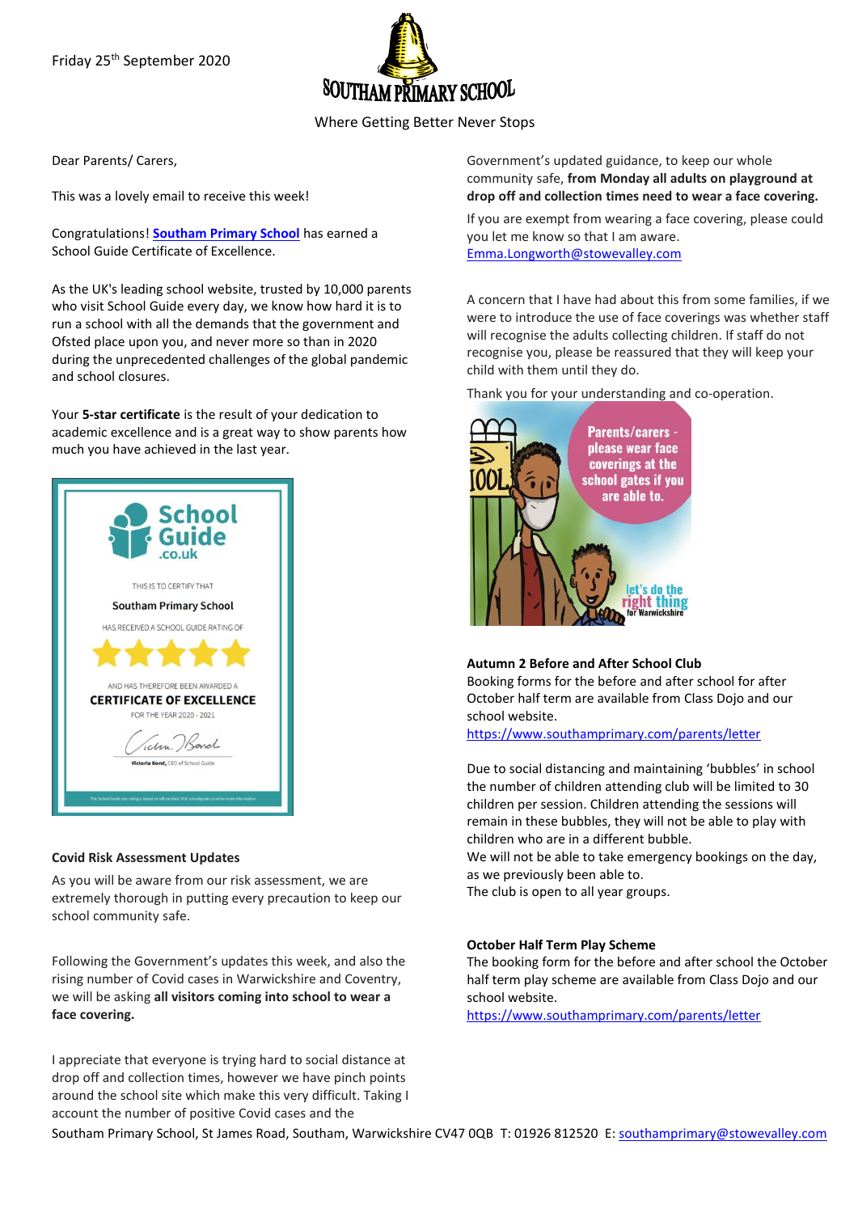Friday 25th September 2020

# SOUTHAM PRIMARY SCHOOL

Where Getting Better Never Stops

Dear Parents/ Carers,

This was a lovely email to receive this week!

Congratulations! **Southam Primary School** has earned a School Guide Certificate of Excellence.

As the UK's leading school website, trusted by 10,000 parents who visit School Guide every day, we know how hard it is to run a school with all the demands that the government and Ofsted place upon you, and never more so than in 2020 during the unprecedented challenges of the global pandemic and school closures.

Your **5-star certificate** is the result of your dedication to academic excellence and is a great way to show parents how much you have achieved in the last year.

School Guide .co.uk

THIS IS TO CERTIFY THAT

Southam Primary School

HAS RECEIVED A SCHOOL GUIDE RATING OF

★★★★★

AND HAS THEREFORE BEEN AWARDED A

CERTIFICATE OF EXCELLENCE

FOR THE YEAR 2020 - 2021

Victoria Bond, CEO of School Guide

### Covid Risk Assessment Updates

As you will be aware from our risk assessment, we are extremely thorough in putting every precaution to keep our school community safe.

Following the Government's updates this week, and also the rising number of Covid cases in Warwickshire and Coventry, we will be asking **all visitors coming into school to wear a face covering.**

I appreciate that everyone is trying hard to social distance at drop off and collection times, however we have pinch points around the school site which make this very difficult. Taking I account the number of positive Covid cases and the Government's updated guidance, to keep our whole community safe, **from Monday all adults on playground at drop off and collection times need to wear a face covering.**

If you are exempt from wearing a face covering, please could you let me know so that I am aware.
Emma.Longworth@stowevalley.com

A concern that I have had about this from some families, if we were to introduce the use of face coverings was whether staff will recognise the adults collecting children. If staff do not recognise you, please be reassured that they will keep your child with them until they do.

Thank you for your understanding and co-operation.

Parents/carers - please wear face coverings at the school gates if you are able to.

let's do the right thing for Warwickshire

### Autumn 2 Before and After School Club

Booking forms for the before and after school for after October half term are available from Class Dojo and our school website.
https://www.southamprimary.com/parents/letter

Due to social distancing and maintaining 'bubbles' in school the number of children attending club will be limited to 30 children per session. Children attending the sessions will remain in these bubbles, they will not be able to play with children who are in a different bubble.
We will not be able to take emergency bookings on the day, as we previously been able to.
The club is open to all year groups.

### October Half Term Play Scheme

The booking form for the before and after school the October half term play scheme are available from Class Dojo and our school website.
https://www.southamprimary.com/parents/letter

Southam Primary School, St James Road, Southam, Warwickshire CV47 0QB T: 01926 812520 E: southamprimary@stowevalley.com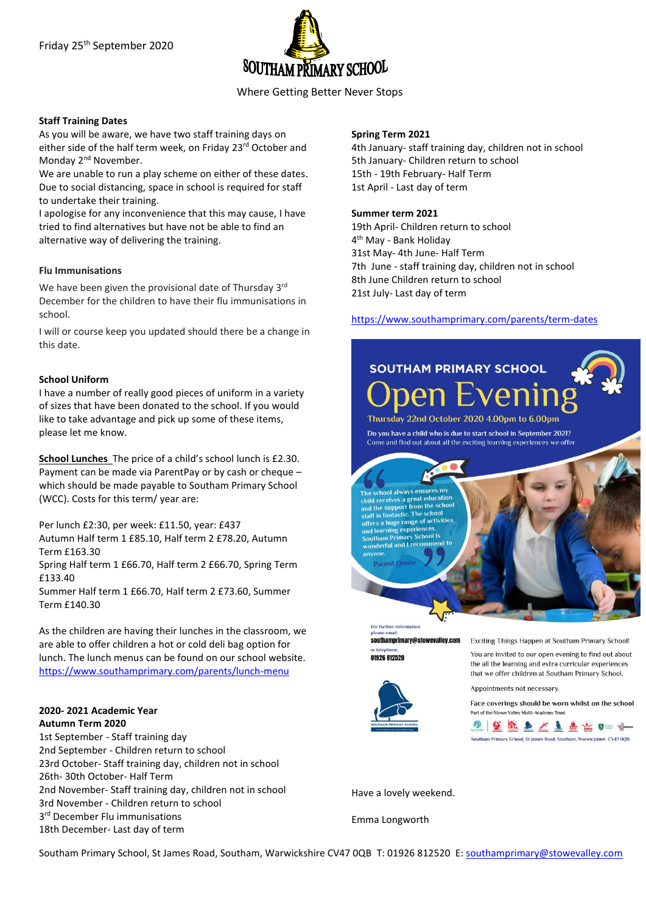Friday 25th September 2020

# SOUTHAM PRIMARY SCHOOL

Where Getting Better Never Stops

**Staff Training Dates**

As you will be aware, we have two staff training days on either side of the half term week, on Friday 23rd October and Monday 2nd November.

We are unable to run a play scheme on either of these dates. Due to social distancing, space in school is required for staff to undertake their training.

I apologise for any inconvenience that this may cause, I have tried to find alternatives but have not be able to find an alternative way of delivering the training.

**Flu Immunisations**

We have been given the provisional date of Thursday 3rd December for the children to have their flu immunisations in school.

I will or course keep you updated should there be a change in this date.

**School Uniform**

I have a number of really good pieces of uniform in a variety of sizes that have been donated to the school. If you would like to take advantage and pick up some of these items, please let me know.

**School Lunches** The price of a child's school lunch is £2.30. Payment can be made via ParentPay or by cash or cheque – which should be made payable to Southam Primary School (WCC). Costs for this term/ year are:

Per lunch £2:30, per week: £11.50, year: £437

Autumn Half term 1 £85.10, Half term 2 £78.20, Autumn Term £163.30

Spring Half term 1 £66.70, Half term 2 £66.70, Spring Term £133.40

Summer Half term 1 £66.70, Half term 2 £73.60, Summer Term £140.30

As the children are having their lunches in the classroom, we are able to offer children a hot or cold deli bag option for lunch. The lunch menus can be found on our school website. https://www.southamprimary.com/parents/lunch-menu

**2020- 2021 Academic Year**

**Autumn Term 2020**

1st September - Staff training day
2nd September - Children return to school
23rd October- Staff training day, children not in school
26th- 30th October- Half Term
2nd November- Staff training day, children not in school
3rd November - Children return to school
3rd December Flu immunisations
18th December- Last day of term

**Spring Term 2021**

4th January- staff training day, children not in school
5th January- Children return to school
15th - 19th February- Half Term
1st April - Last day of term

**Summer term 2021**

19th April- Children return to school
4th May - Bank Holiday
31st May- 4th June- Half Term
7th June - staff training day, children not in school
8th June Children return to school
21st July- Last day of term

https://www.southamprimary.com/parents/term-dates

**SOUTHAM PRIMARY SCHOOL**

**Open Evening**

Thursday 22nd October 2020 4.00pm to 6.00pm

Do you have a child who is due to start school in September 2021?
Come and find out about all the exciting learning experiences we offer

"The school always ensures my child receives a great education and the support from the school staff is fantastic. The school offers a huge range of activities and learning experiences. Southam Primary School is wonderful and I recommend to anyone." Parent Quote

For further information please email: southamprimary@stowevalley.com
or telephone: 01926 812520

Exciting Things Happen at Southam Primary School!

You are invited to our open evening to find out about the all the learning and extra curricular experiences that we offer children at Southam Primary School.

Appointments not necessary.

Face coverings should be worn whilst on the school

Part of the Stowe Valley Multi-Academy Trust

Southam Primary School, St James Road, Southam, Warwickshire CV47 0QB

Have a lovely weekend.

Emma Longworth

Southam Primary School, St James Road, Southam, Warwickshire CV47 0QB T: 01926 812520 E: southamprimary@stowevalley.com